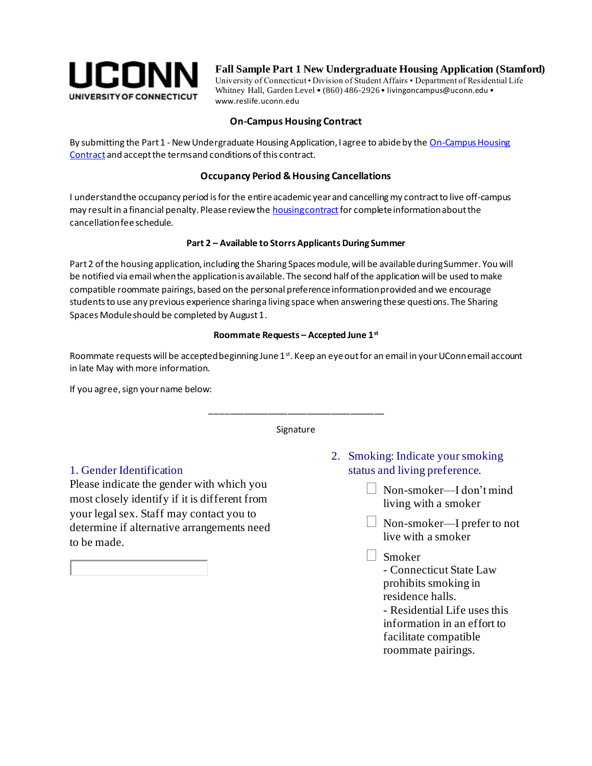**UCONN**
UNIVERSITY OF CONNECTICUT

# Fall Sample Part 1 New Undergraduate Housing Application (Stamford)

University of Connecticut • Division of Student Affairs • Department of Residential Life
Whitney Hall, Garden Level • (860) 486-2926 • livingoncampus@uconn.edu • www.reslife.uconn.edu

## On-Campus Housing Contract

By submitting the Part 1 - New Undergraduate Housing Application, I agree to abide by the On-Campus Housing Contract and accept the terms and conditions of this contract.

## Occupancy Period & Housing Cancellations

I understand the occupancy period is for the entire academic year and cancelling my contract to live off-campus may result in a financial penalty. Please review the housing contract for complete information about the cancellation fee schedule.

### Part 2 – Available to Storrs Applicants During Summer

Part 2 of the housing application, including the Sharing Spaces module, will be available during Summer. You will be notified via email when the application is available. The second half of the application will be used to make compatible roommate pairings, based on the personal preference information provided and we encourage students to use any previous experience sharing a living space when answering these questions. The Sharing Spaces Module should be completed by August 1.

### Roommate Requests – Accepted June 1st

Roommate requests will be accepted beginning June 1st. Keep an eye out for an email in your UConn email account in late May with more information.

If you agree, sign your name below:

\_\_\_\_\_\_\_\_\_\_\_\_\_\_\_\_\_\_\_\_\_\_\_\_\_\_\_\_\_\_\_\_\_\_\_

Signature

1. Gender Identification

Please indicate the gender with which you most closely identify if it is different from your legal sex. Staff may contact you to determine if alternative arrangements need to be made.

\_\_\_\_\_\_\_\_\_\_\_\_\_\_\_\_\_\_\_\_

2. Smoking: Indicate your smoking status and living preference.

- ☐ Non-smoker—I don't mind living with a smoker
- ☐ Non-smoker—I prefer to not live with a smoker
- ☐ Smoker
  - Connecticut State Law prohibits smoking in residence halls.
  - Residential Life uses this information in an effort to facilitate compatible roommate pairings.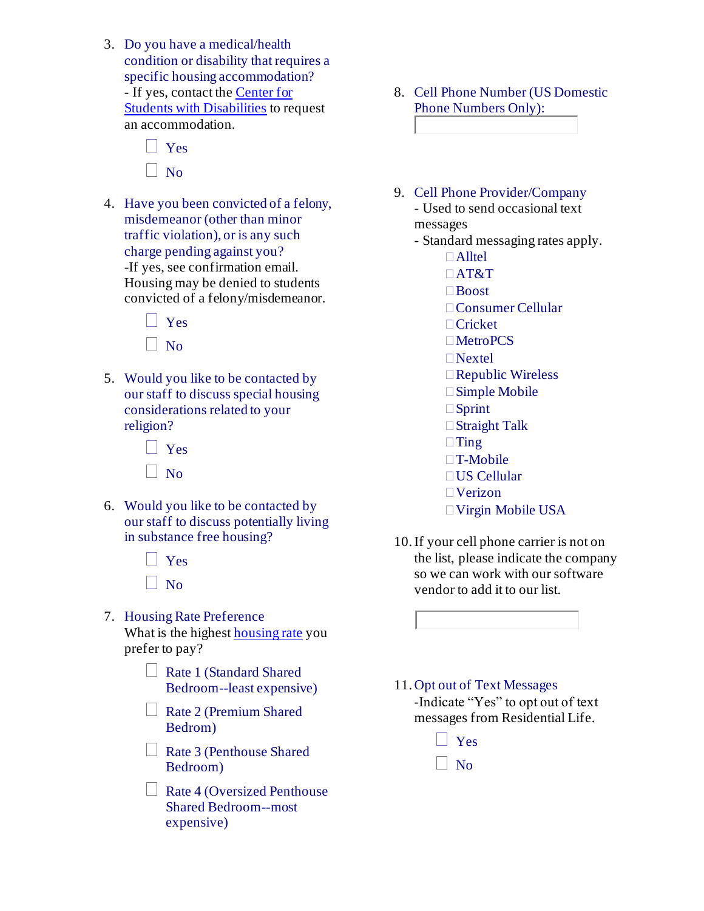3. Do you have a medical/health condition or disability that requires a specific housing accommodation?
   - If yes, contact the Center for Students with Disabilities to request an accommodation.

   - [ ] Yes
   - [ ] No

4. Have you been convicted of a felony, misdemeanor (other than minor traffic violation), or is any such charge pending against you?
   -If yes, see confirmation email. Housing may be denied to students convicted of a felony/misdemeanor.

   - [ ] Yes
   - [ ] No

5. Would you like to be contacted by our staff to discuss special housing considerations related to your religion?

   - [ ] Yes
   - [ ] No

6. Would you like to be contacted by our staff to discuss potentially living in substance free housing?

   - [ ] Yes
   - [ ] No

7. Housing Rate Preference
   What is the highest housing rate you prefer to pay?

   - [ ] Rate 1 (Standard Shared Bedroom--least expensive)
   - [ ] Rate 2 (Premium Shared Bedrom)
   - [ ] Rate 3 (Penthouse Shared Bedroom)
   - [ ] Rate 4 (Oversized Penthouse Shared Bedroom--most expensive)

8. Cell Phone Number (US Domestic Phone Numbers Only):

   \_\_\_\_\_\_\_\_\_\_\_\_\_\_\_\_\_\_\_\_

9. Cell Phone Provider/Company
   - Used to send occasional text messages
   - Standard messaging rates apply.

   - [ ] Alltel
   - [ ] AT&T
   - [ ] Boost
   - [ ] Consumer Cellular
   - [ ] Cricket
   - [ ] MetroPCS
   - [ ] Nextel
   - [ ] Republic Wireless
   - [ ] Simple Mobile
   - [ ] Sprint
   - [ ] Straight Talk
   - [ ] Ting
   - [ ] T-Mobile
   - [ ] US Cellular
   - [ ] Verizon
   - [ ] Virgin Mobile USA

10. If your cell phone carrier is not on the list, please indicate the company so we can work with our software vendor to add it to our list.

    \_\_\_\_\_\_\_\_\_\_\_\_\_\_\_\_\_\_\_\_

11. Opt out of Text Messages
    -Indicate "Yes" to opt out of text messages from Residential Life.

    - [ ] Yes
    - [ ] No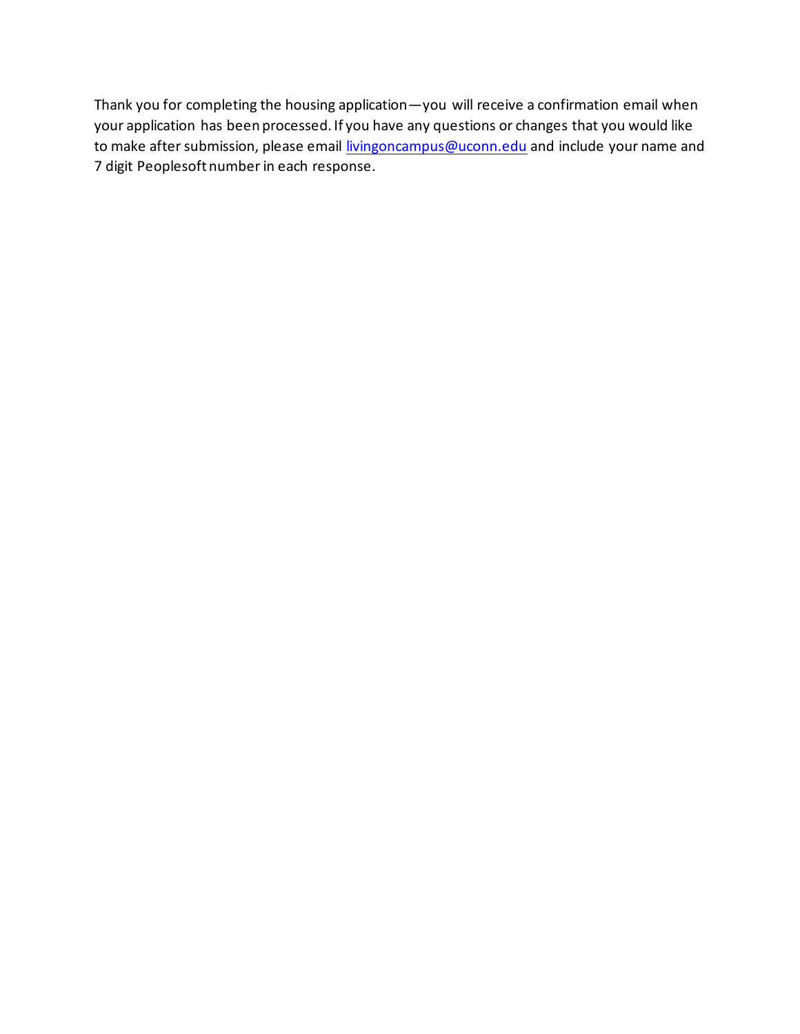Thank you for completing the housing application—you will receive a confirmation email when your application has been processed. If you have any questions or changes that you would like to make after submission, please email livingoncampus@uconn.edu and include your name and 7 digit Peoplesoft number in each response.